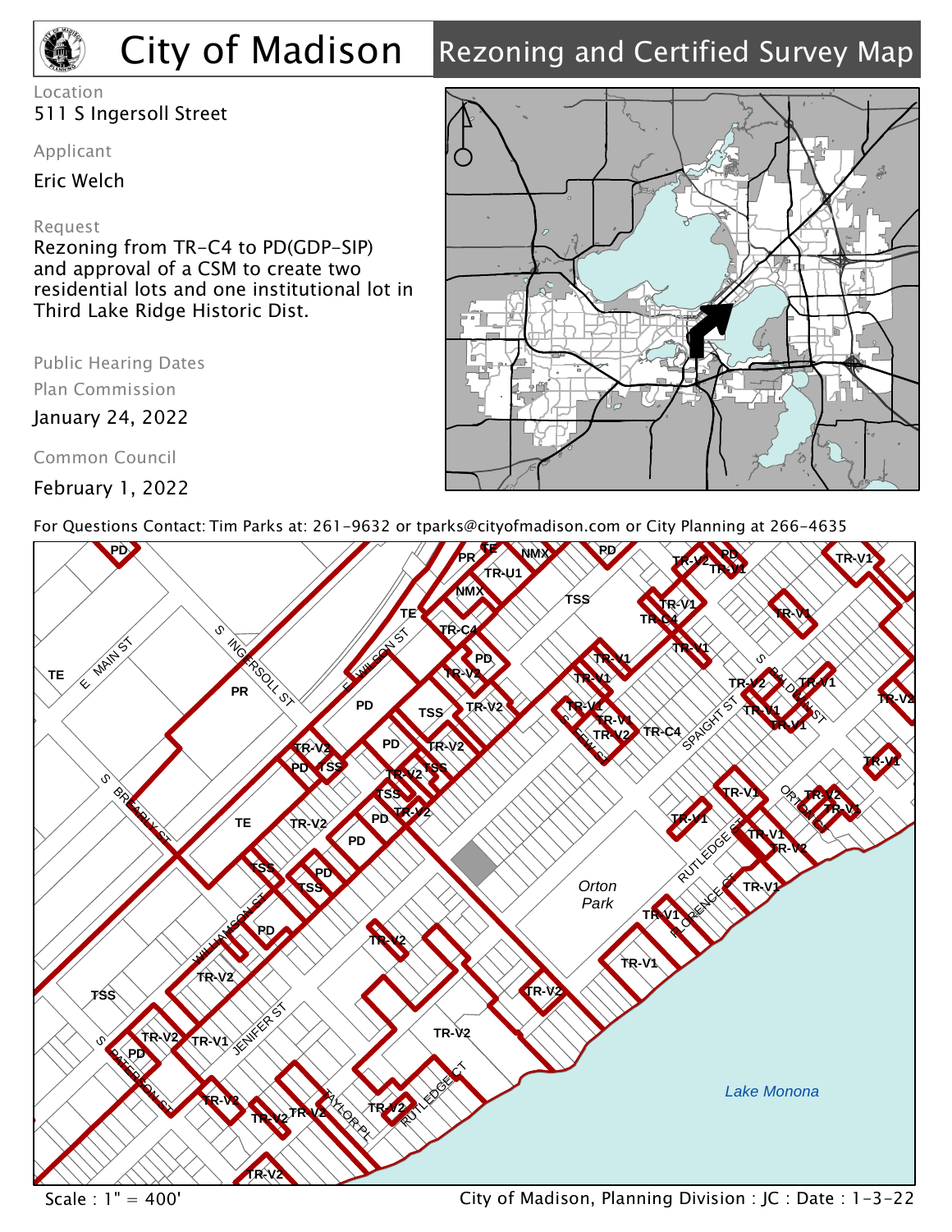# City of Madison

## Rezoning and Certified Survey Map

Location

511 S Ingersoll Street

Applicant

Eric Welch

Request

Rezoning from TR-C4 to PD(GDP-SIP) and approval of a CSM to create two residential lots and one institutional lot in Third Lake Ridge Historic Dist.

Public Hearing Dates

Plan Commission

January 24, 2022

Common Council

February 1, 2022

For Questions Contact: Tim Parks at: 261-9632 or tparks@cityofmadison.com or City Planning at 266-4635

Scale : 1" = 400'

City of Madison, Planning Division : JC : Date : 1-3-22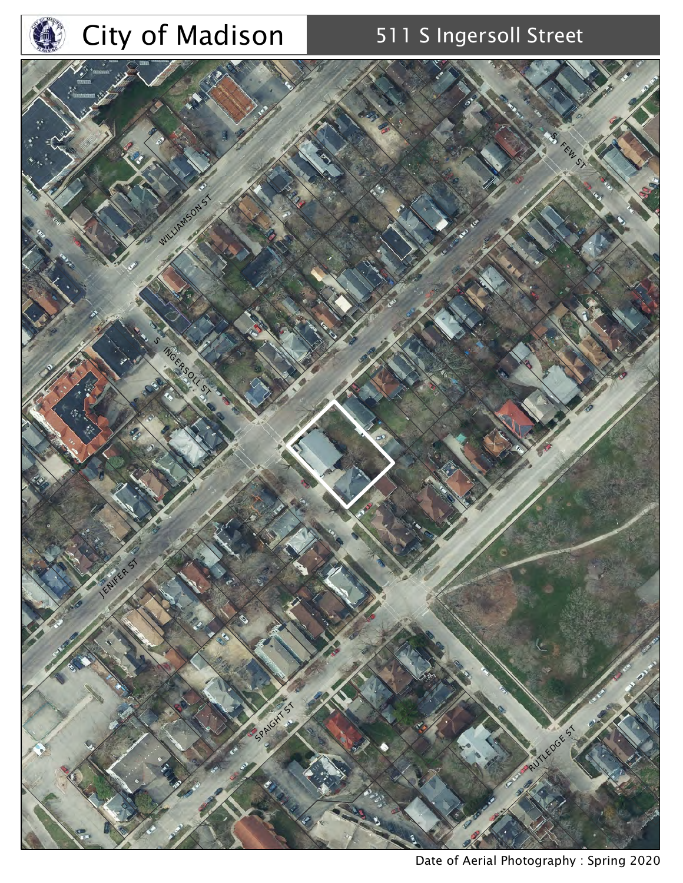# City of Madison

## 511 S Ingersoll Street

WILLIAMSON ST

S FEW ST

S INGERSOLL ST

JENIFER ST

SPAIGHT ST

RUTLEDGE ST

Date of Aerial Photography : Spring 2020